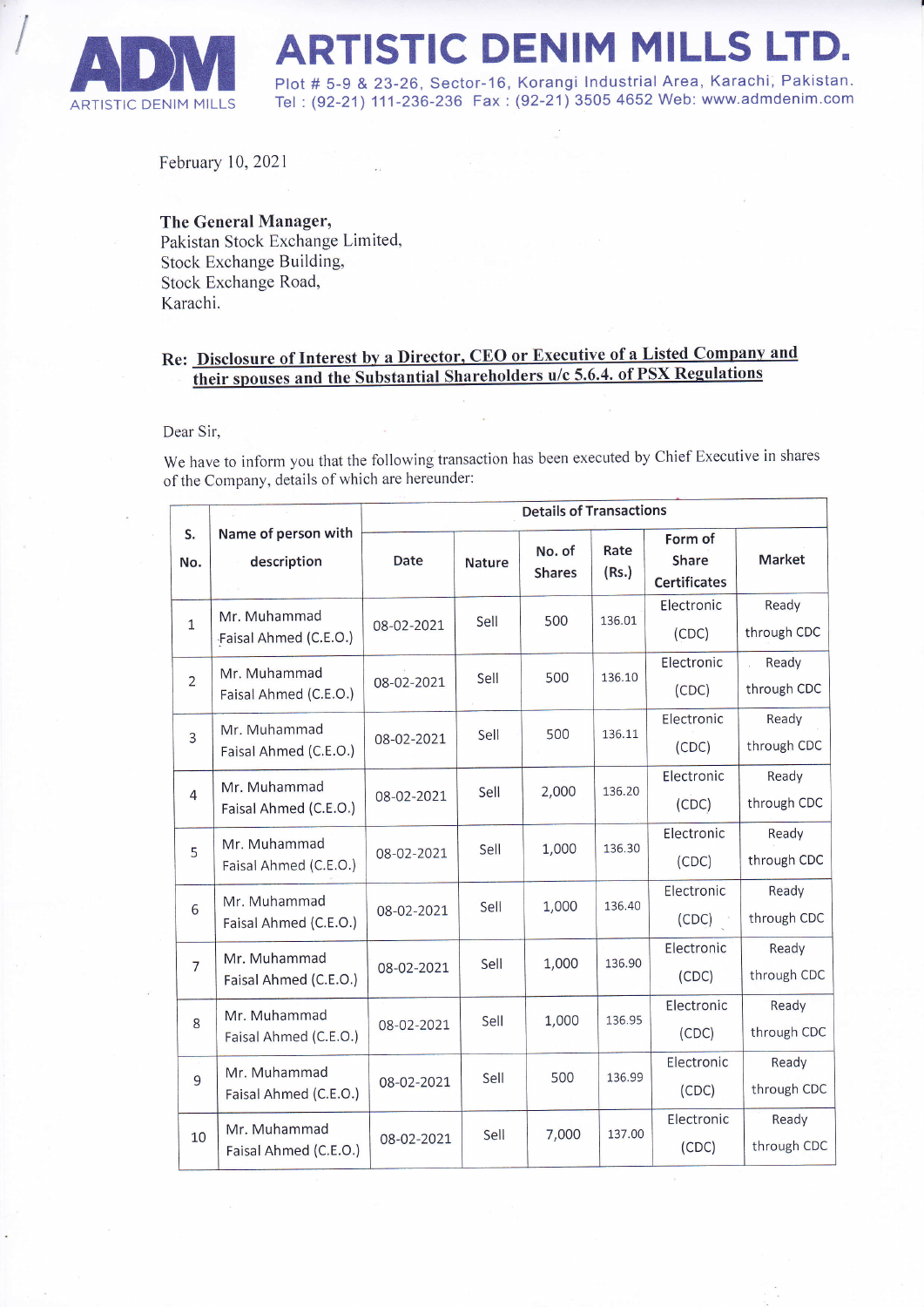# ARTISTIC DENIM MILLS LTD.

ADM ARTISTIC DENIM MILLS

Plot # 5-9 & 23-26, Sector-16, Korangi Industrial Area, Karachi, Pakistan.
Tel : (92-21) 111-236-236 Fax : (92-21) 3505 4652 Web: www.admdenim.com

February 10, 2021

**The General Manager,**
Pakistan Stock Exchange Limited,
Stock Exchange Building,
Stock Exchange Road,
Karachi.

**Re: Disclosure of Interest by a Director, CEO or Executive of a Listed Company and their spouses and the Substantial Shareholders u/c 5.6.4. of PSX Regulations**

Dear Sir,

We have to inform you that the following transaction has been executed by Chief Executive in shares of the Company, details of which are hereunder:

| S. No. | Name of person with description | Details of Transactions | | | | | |
|---|---|---|---|---|---|---|---|
| | | Date | Nature | No. of Shares | Rate (Rs.) | Form of Share Certificates | Market |
| 1 | Mr. Muhammad Faisal Ahmed (C.E.O.) | 08-02-2021 | Sell | 500 | 136.01 | Electronic (CDC) | Ready through CDC |
| 2 | Mr. Muhammad Faisal Ahmed (C.E.O.) | 08-02-2021 | Sell | 500 | 136.10 | Electronic (CDC) | Ready through CDC |
| 3 | Mr. Muhammad Faisal Ahmed (C.E.O.) | 08-02-2021 | Sell | 500 | 136.11 | Electronic (CDC) | Ready through CDC |
| 4 | Mr. Muhammad Faisal Ahmed (C.E.O.) | 08-02-2021 | Sell | 2,000 | 136.20 | Electronic (CDC) | Ready through CDC |
| 5 | Mr. Muhammad Faisal Ahmed (C.E.O.) | 08-02-2021 | Sell | 1,000 | 136.30 | Electronic (CDC) | Ready through CDC |
| 6 | Mr. Muhammad Faisal Ahmed (C.E.O.) | 08-02-2021 | Sell | 1,000 | 136.40 | Electronic (CDC) | Ready through CDC |
| 7 | Mr. Muhammad Faisal Ahmed (C.E.O.) | 08-02-2021 | Sell | 1,000 | 136.90 | Electronic (CDC) | Ready through CDC |
| 8 | Mr. Muhammad Faisal Ahmed (C.E.O.) | 08-02-2021 | Sell | 1,000 | 136.95 | Electronic (CDC) | Ready through CDC |
| 9 | Mr. Muhammad Faisal Ahmed (C.E.O.) | 08-02-2021 | Sell | 500 | 136.99 | Electronic (CDC) | Ready through CDC |
| 10 | Mr. Muhammad Faisal Ahmed (C.E.O.) | 08-02-2021 | Sell | 7,000 | 137.00 | Electronic (CDC) | Ready through CDC |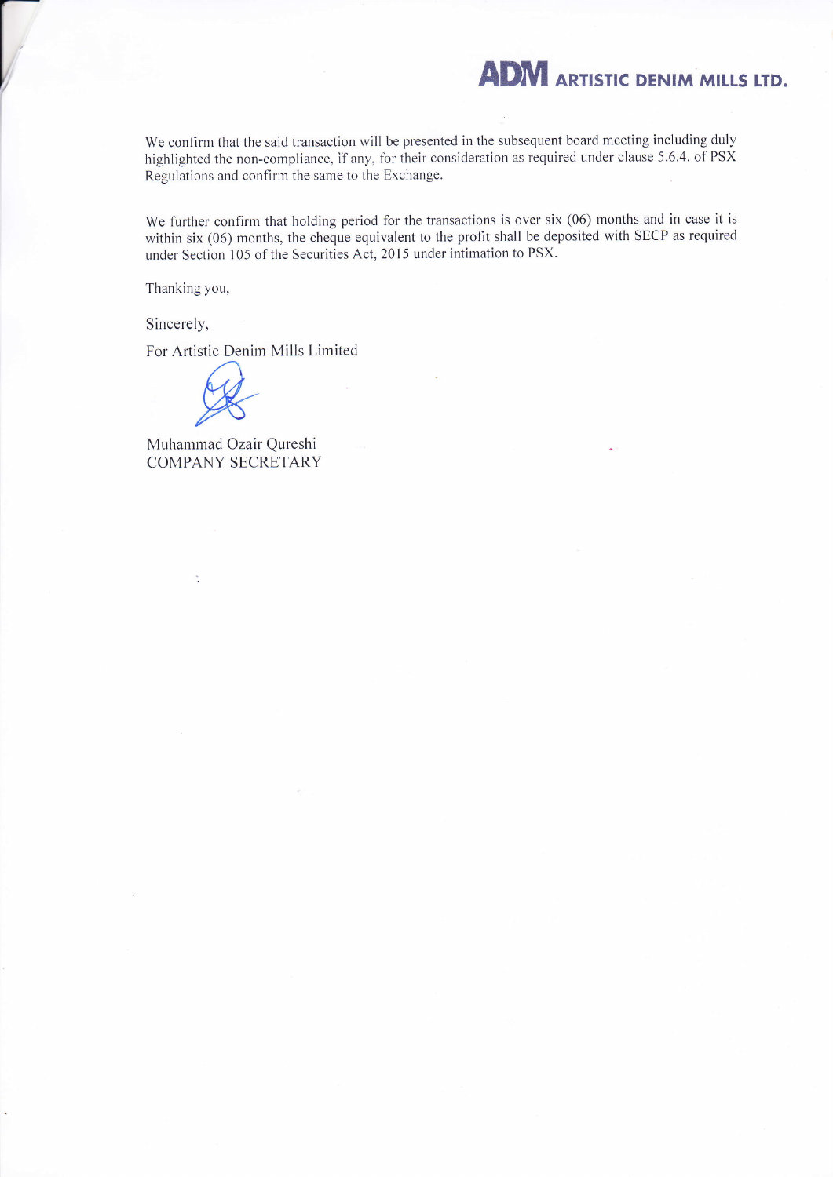We confirm that the said transaction will be presented in the subsequent board meeting including duly highlighted the non-compliance, if any, for their consideration as required under clause 5.6.4. of PSX Regulations and confirm the same to the Exchange.

We further confirm that holding period for the transactions is over six (06) months and in case it is within six (06) months, the cheque equivalent to the profit shall be deposited with SECP as required under Section 105 of the Securities Act, 2015 under intimation to PSX.

Thanking you,

Sincerely,

For Artistic Denim Mills Limited

Muhammad Ozair Qureshi
COMPANY SECRETARY